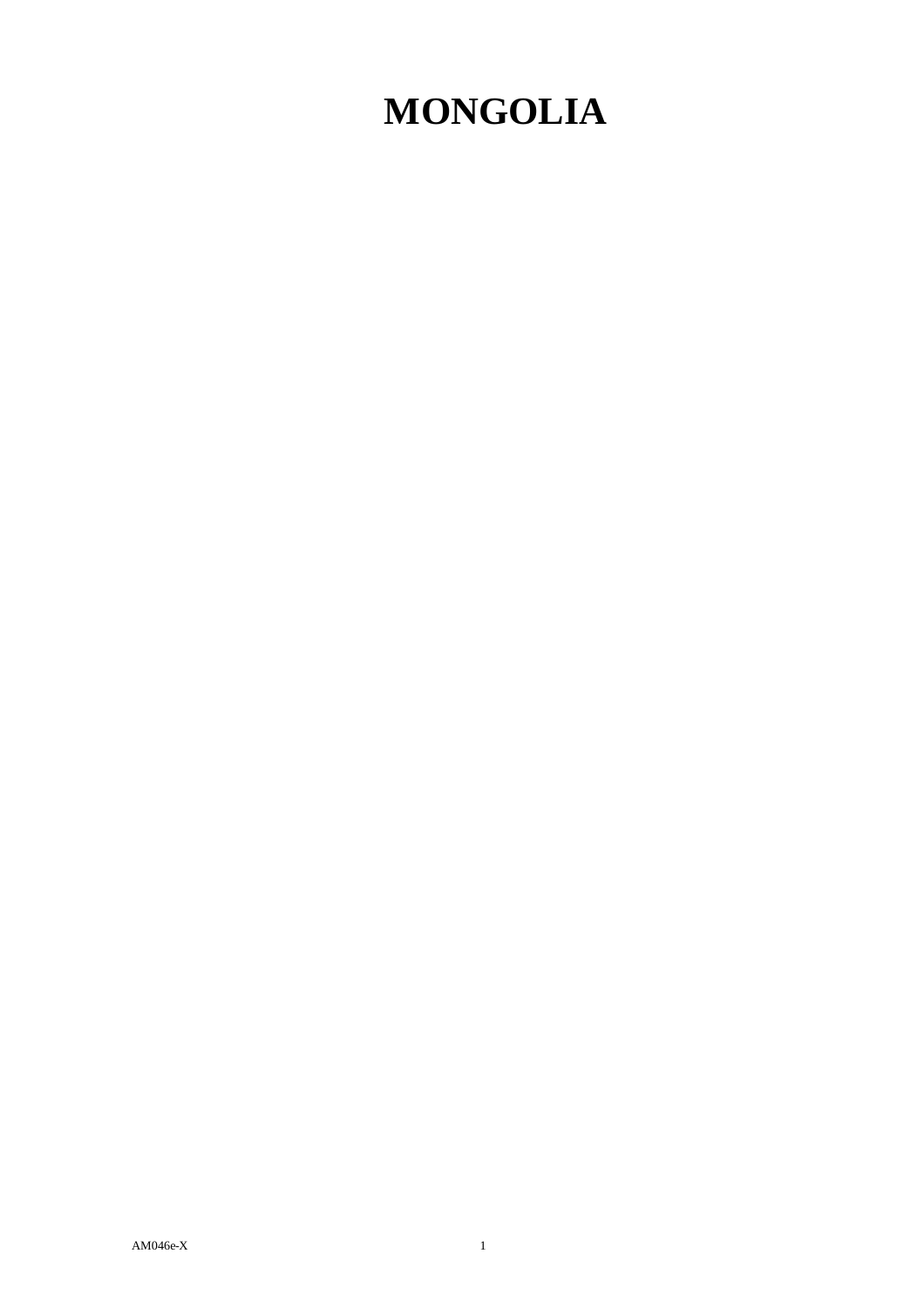# MONGOLIA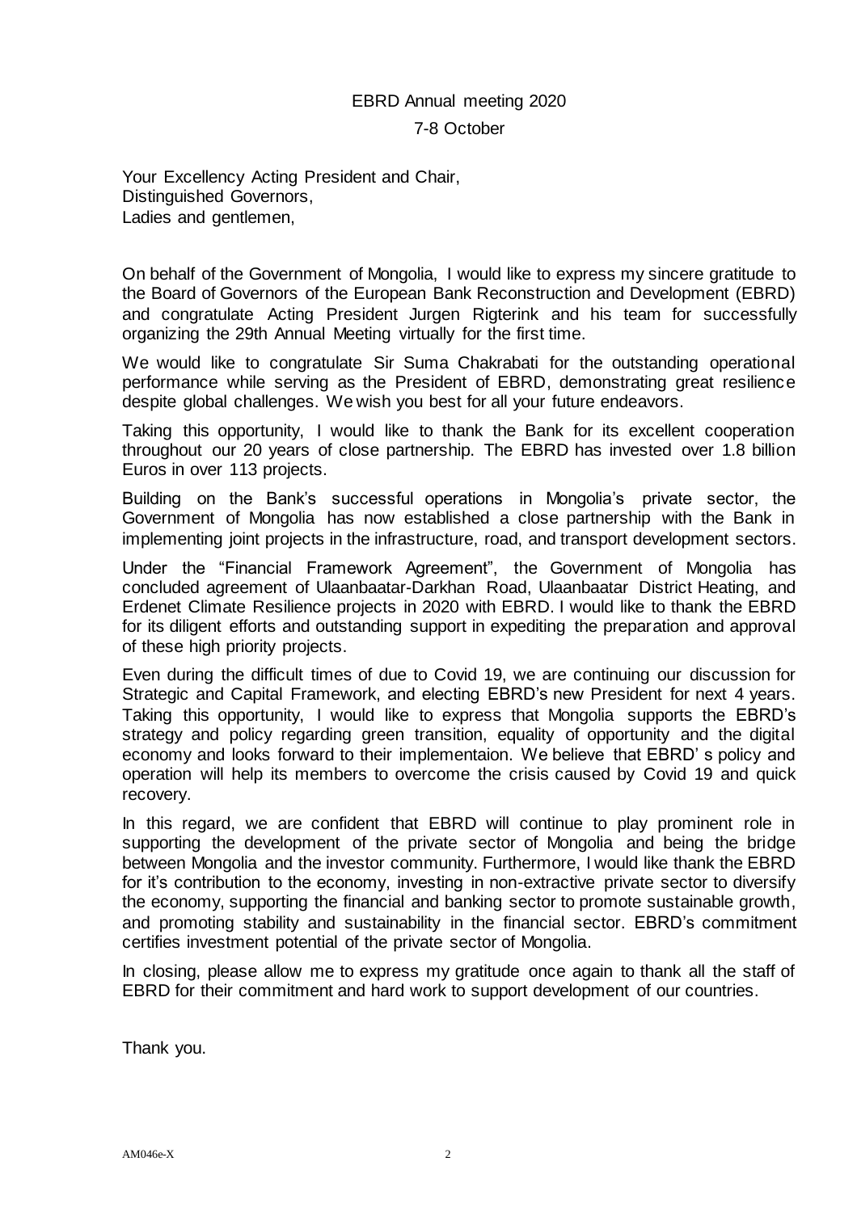EBRD Annual meeting 2020

7-8 October

Your Excellency Acting President and Chair,
Distinguished Governors,
Ladies and gentlemen,

On behalf of the Government of Mongolia, I would like to express my sincere gratitude to the Board of Governors of the European Bank Reconstruction and Development (EBRD) and congratulate Acting President Jurgen Rigterink and his team for successfully organizing the 29th Annual Meeting virtually for the first time.

We would like to congratulate Sir Suma Chakrabati for the outstanding operational performance while serving as the President of EBRD, demonstrating great resilience despite global challenges. We wish you best for all your future endeavors.

Taking this opportunity, I would like to thank the Bank for its excellent cooperation throughout our 20 years of close partnership. The EBRD has invested over 1.8 billion Euros in over 113 projects.

Building on the Bank's successful operations in Mongolia's private sector, the Government of Mongolia has now established a close partnership with the Bank in implementing joint projects in the infrastructure, road, and transport development sectors.

Under the "Financial Framework Agreement", the Government of Mongolia has concluded agreement of Ulaanbaatar-Darkhan Road, Ulaanbaatar District Heating, and Erdenet Climate Resilience projects in 2020 with EBRD. I would like to thank the EBRD for its diligent efforts and outstanding support in expediting the preparation and approval of these high priority projects.

Even during the difficult times of due to Covid 19, we are continuing our discussion for Strategic and Capital Framework, and electing EBRD's new President for next 4 years. Taking this opportunity, I would like to express that Mongolia supports the EBRD's strategy and policy regarding green transition, equality of opportunity and the digital economy and looks forward to their implementaion. We believe that EBRD' s policy and operation will help its members to overcome the crisis caused by Covid 19 and quick recovery.

In this regard, we are confident that EBRD will continue to play prominent role in supporting the development of the private sector of Mongolia and being the bridge between Mongolia and the investor community. Furthermore, I would like thank the EBRD for it's contribution to the economy, investing in non-extractive private sector to diversify the economy, supporting the financial and banking sector to promote sustainable growth, and promoting stability and sustainability in the financial sector. EBRD's commitment certifies investment potential of the private sector of Mongolia.

In closing, please allow me to express my gratitude once again to thank all the staff of EBRD for their commitment and hard work to support development of our countries.

Thank you.

AM046e-X